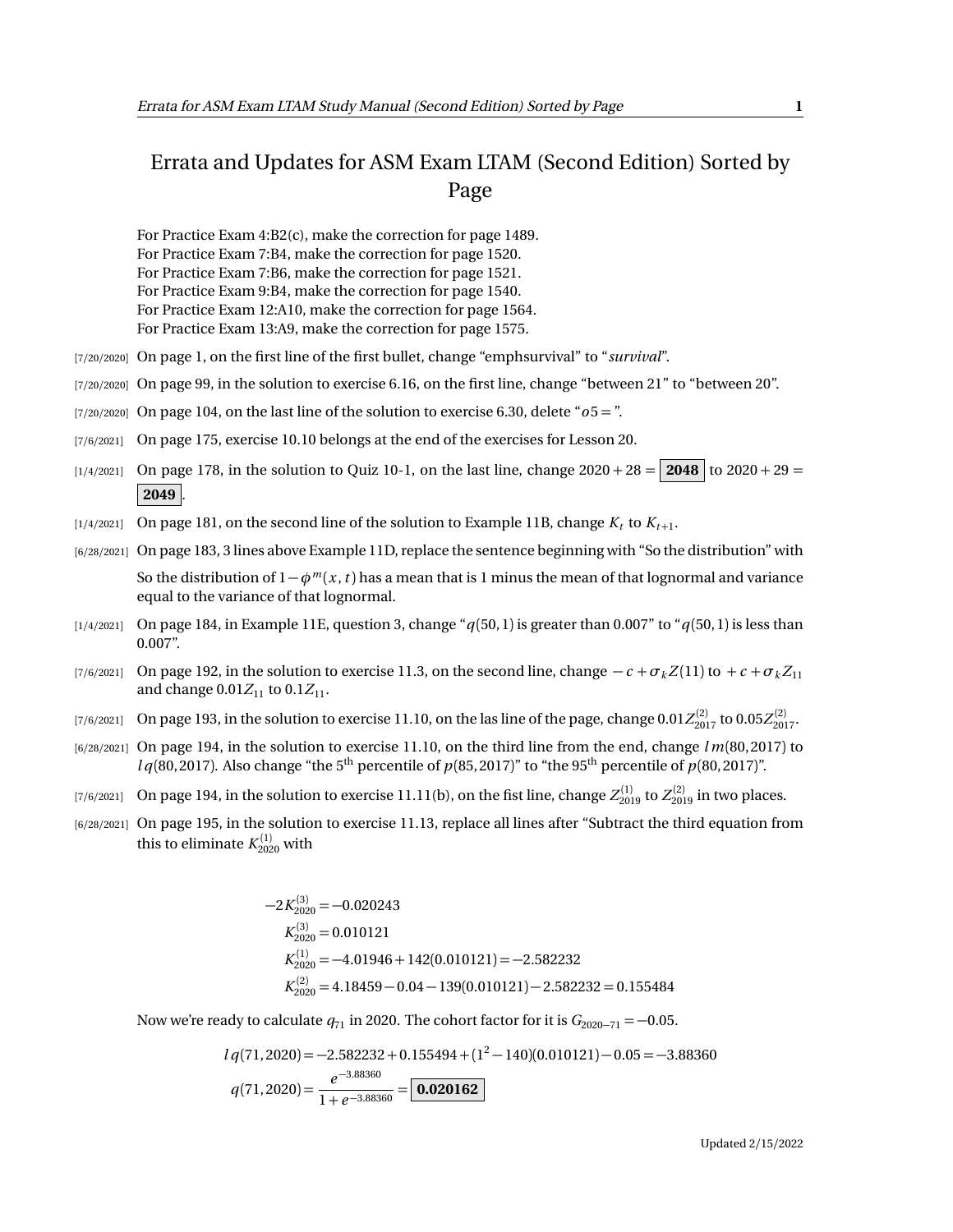# Errata and Updates for ASM Exam LTAM (Second Edition) Sorted by Page

For Practice Exam 4:B2(c), make the correction for page 1489.
For Practice Exam 7:B4, make the correction for page 1520.
For Practice Exam 7:B6, make the correction for page 1521.
For Practice Exam 9:B4, make the correction for page 1540.
For Practice Exam 12:A10, make the correction for page 1564.
For Practice Exam 13:A9, make the correction for page 1575.

[7/20/2020] On page 1, on the first line of the first bullet, change "emphsurvival" to "*survival*".

[7/20/2020] On page 99, in the solution to exercise 6.16, on the first line, change "between 21" to "between 20".

[7/20/2020] On page 104, on the last line of the solution to exercise 6.30, delete "$o5 =$".

[7/6/2021] On page 175, exercise 10.10 belongs at the end of the exercises for Lesson 20.

[1/4/2021] On page 178, in the solution to Quiz 10-1, on the last line, change $2020+28 = \boxed{\mathbf{2048}}$ to $2020+29 = \boxed{\mathbf{2049}}$.

[1/4/2021] On page 181, on the second line of the solution to Example 11B, change $K_t$ to $K_{t+1}$.

[6/28/2021] On page 183, 3 lines above Example 11D, replace the sentence beginning with "So the distribution" with

So the distribution of $1-\phi^m(x,t)$ has a mean that is 1 minus the mean of that lognormal and variance equal to the variance of that lognormal.

[1/4/2021] On page 184, in Example 11E, question 3, change "$q(50,1)$ is greater than 0.007" to "$q(50,1)$ is less than 0.007".

[7/6/2021] On page 192, in the solution to exercise 11.3, on the second line, change $-c+\sigma_k Z(11)$ to $+c+\sigma_k Z_{11}$ and change $0.01Z_{11}$ to $0.1Z_{11}$.

[7/6/2021] On page 193, in the solution to exercise 11.10, on the las line of the page, change $0.01Z^{(2)}_{2017}$ to $0.05Z^{(2)}_{2017}$.

[6/28/2021] On page 194, in the solution to exercise 11.10, on the third line from the end, change $l\,m(80,2017)$ to $l\,q(80,2017)$. Also change "the 5[th] percentile of $p(85,2017)$" to "the 95[th] percentile of $p(80,2017)$".

[7/6/2021] On page 194, in the solution to exercise 11.11(b), on the fist line, change $Z^{(1)}_{2019}$ to $Z^{(2)}_{2019}$ in two places.

[6/28/2021] On page 195, in the solution to exercise 11.13, replace all lines after "Subtract the third equation from this to eliminate $K^{(1)}_{2020}$ with

$$
\begin{aligned}
-2K^{(3)}_{2020} &= -0.020243\\
K^{(3)}_{2020} &= 0.010121\\
K^{(1)}_{2020} &= -4.01946+142(0.010121) = -2.582232\\
K^{(2)}_{2020} &= 4.18459-0.04-139(0.010121)-2.582232 = 0.155484
\end{aligned}
$$

Now we're ready to calculate $q_{71}$ in 2020. The cohort factor for it is $G_{2020-71} = -0.05$.

$$
\begin{aligned}
l\,q(71,2020) &= -2.582232+0.155494+(1^2-140)(0.010121)-0.05 = -3.88360\\
q(71,2020) &= \frac{e^{-3.88360}}{1+e^{-3.88360}} = \boxed{\mathbf{0.020162}}
\end{aligned}
$$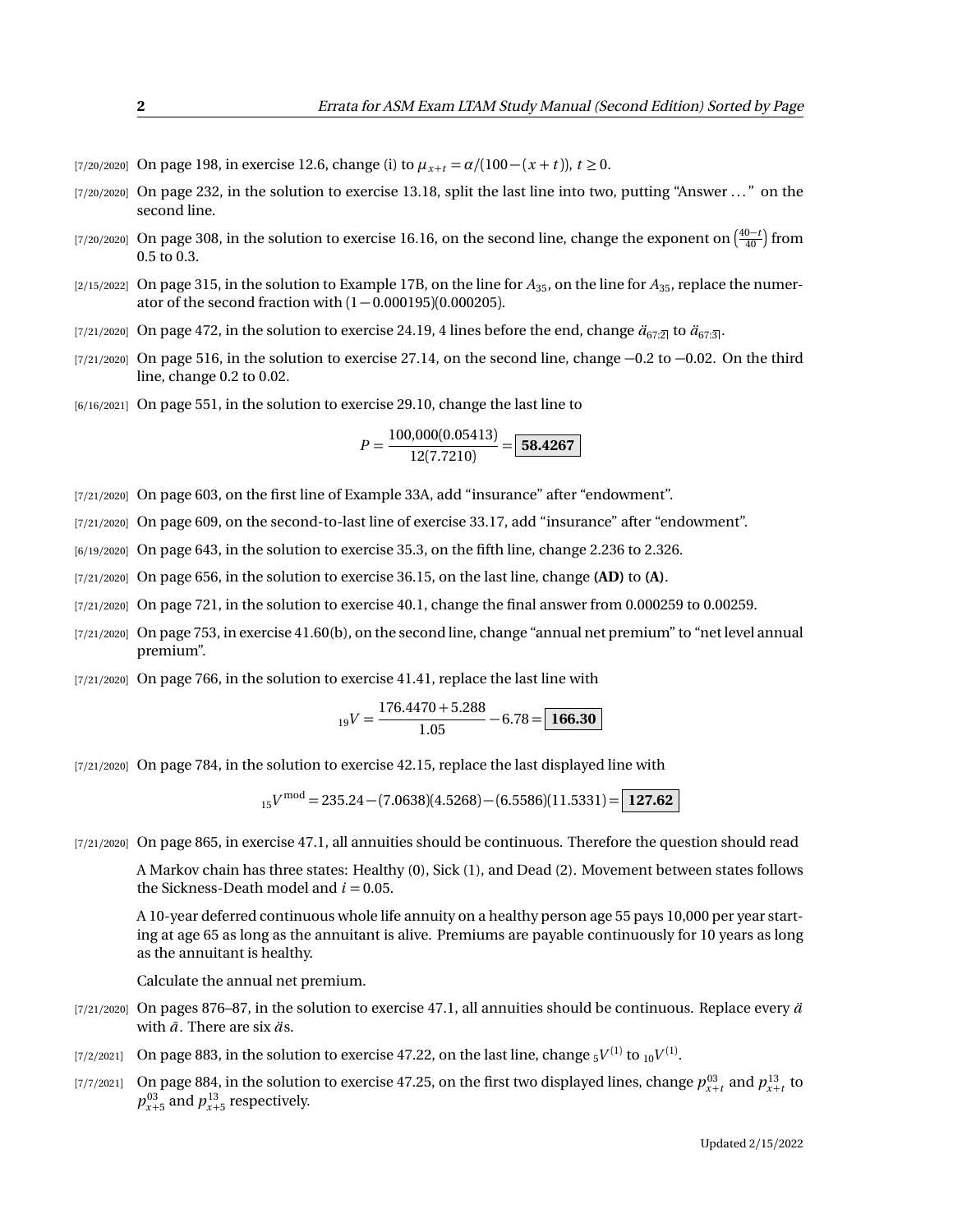- [7/20/2020] On page 198, in exercise 12.6, change (i) to $\mu_{x+t} = \alpha/(100-(x+t))$, $t \geq 0$.
- [7/20/2020] On page 232, in the solution to exercise 13.18, split the last line into two, putting "Answer ..." on the second line.
- [7/20/2020] On page 308, in the solution to exercise 16.16, on the second line, change the exponent on $\left(\frac{40-t}{40}\right)$ from 0.5 to 0.3.
- [2/15/2022] On page 315, in the solution to Example 17B, on the line for $A_{35}$, on the line for $A_{35}$, replace the numerator of the second fraction with $(1-0.000195)(0.000205)$.
- [7/21/2020] On page 472, in the solution to exercise 24.19, 4 lines before the end, change $\ddot{a}_{67:\overline{2}|}$ to $\ddot{a}_{67:\overline{3}|}$.
- [7/21/2020] On page 516, in the solution to exercise 27.14, on the second line, change −0.2 to −0.02. On the third line, change 0.2 to 0.02.
- [6/16/2021] On page 551, in the solution to exercise 29.10, change the last line to

$$P = \frac{100{,}000(0.05413)}{12(7.7210)} = \boxed{\mathbf{58.4267}}$$

- [7/21/2020] On page 603, on the first line of Example 33A, add "insurance" after "endowment".
- [7/21/2020] On page 609, on the second-to-last line of exercise 33.17, add "insurance" after "endowment".
- [6/19/2020] On page 643, in the solution to exercise 35.3, on the fifth line, change 2.236 to 2.326.
- [7/21/2020] On page 656, in the solution to exercise 36.15, on the last line, change **(AD)** to **(A)**.
- [7/21/2020] On page 721, in the solution to exercise 40.1, change the final answer from 0.000259 to 0.00259.
- [7/21/2020] On page 753, in exercise 41.60(b), on the second line, change "annual net premium" to "net level annual premium".
- [7/21/2020] On page 766, in the solution to exercise 41.41, replace the last line with

$${}_{19}V = \frac{176.4470 + 5.288}{1.05} - 6.78 = \boxed{\mathbf{166.30}}$$

- [7/21/2020] On page 784, in the solution to exercise 42.15, replace the last displayed line with

$${}_{15}V^{\text{mod}} = 235.24 - (7.0638)(4.5268) - (6.5586)(11.5331) = \boxed{\mathbf{127.62}}$$

- [7/21/2020] On page 865, in exercise 47.1, all annuities should be continuous. Therefore the question should read

  A Markov chain has three states: Healthy (0), Sick (1), and Dead (2). Movement between states follows the Sickness-Death model and $i = 0.05$.

  A 10-year deferred continuous whole life annuity on a healthy person age 55 pays 10,000 per year starting at age 65 as long as the annuitant is alive. Premiums are payable continuously for 10 years as long as the annuitant is healthy.

  Calculate the annual net premium.

- [7/21/2020] On pages 876–87, in the solution to exercise 47.1, all annuities should be continuous. Replace every $\ddot{a}$ with $\bar{a}$. There are six $\ddot{a}$s.
- [7/2/2021] On page 883, in the solution to exercise 47.22, on the last line, change ${}_5V^{(1)}$ to ${}_{10}V^{(1)}$.
- [7/7/2021] On page 884, in the solution to exercise 47.25, on the first two displayed lines, change $p_{x+t}^{03}$ and $p_{x+t}^{13}$ to $p_{x+5}^{03}$ and $p_{x+5}^{13}$ respectively.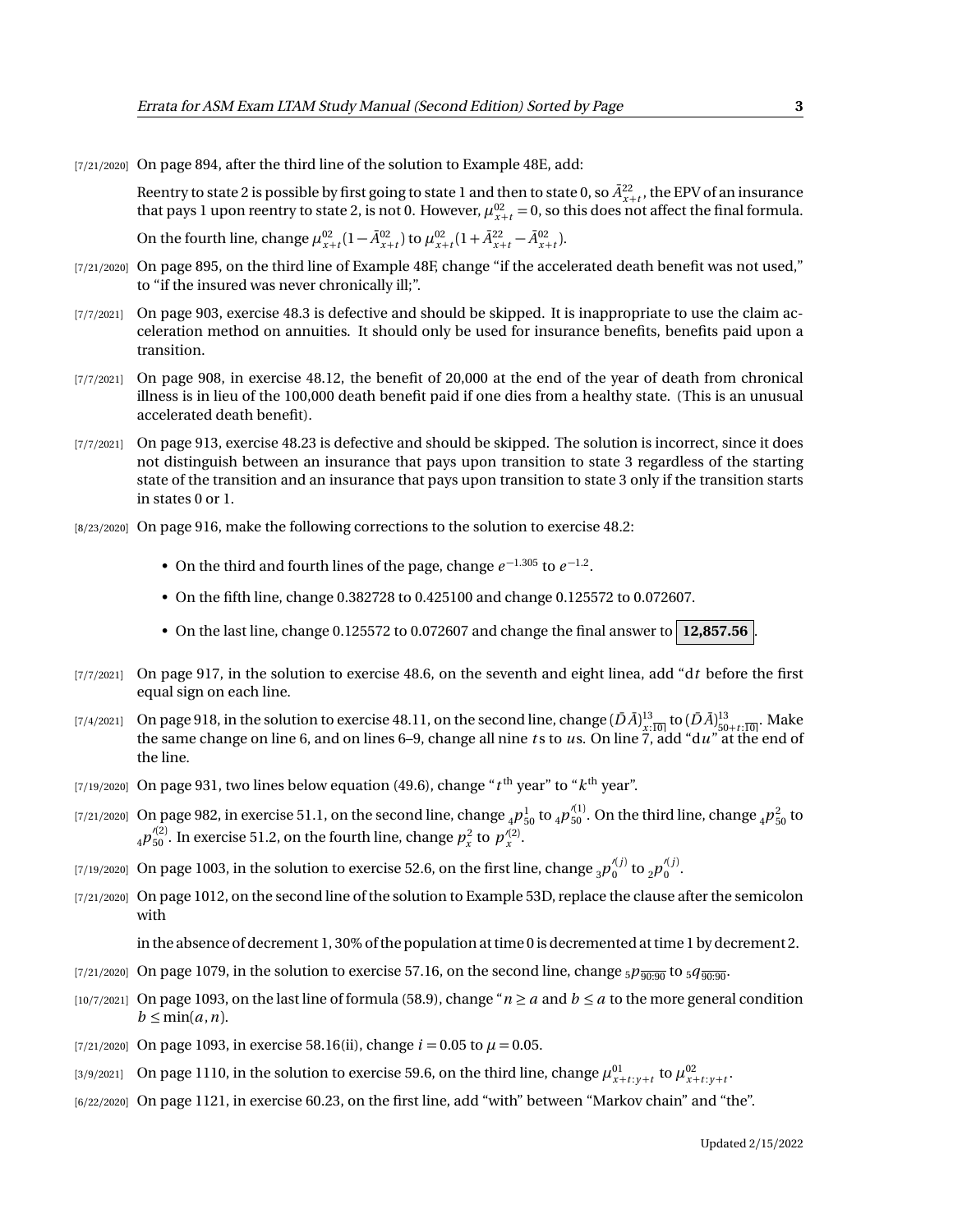[7/21/2020] On page 894, after the third line of the solution to Example 48E, add:

Reentry to state 2 is possible by first going to state 1 and then to state 0, so $\bar{A}^{22}_{x+t}$, the EPV of an insurance that pays 1 upon reentry to state 2, is not 0. However, $\mu^{02}_{x+t} = 0$, so this does not affect the final formula.

On the fourth line, change $\mu^{02}_{x+t}(1 - \bar{A}^{02}_{x+t})$ to $\mu^{02}_{x+t}(1 + \bar{A}^{22}_{x+t} - \bar{A}^{02}_{x+t})$.

[7/21/2020] On page 895, on the third line of Example 48F, change "if the accelerated death benefit was not used," to "if the insured was never chronically ill;".

[7/7/2021] On page 903, exercise 48.3 is defective and should be skipped. It is inappropriate to use the claim acceleration method on annuities. It should only be used for insurance benefits, benefits paid upon a transition.

[7/7/2021] On page 908, in exercise 48.12, the benefit of 20,000 at the end of the year of death from chronical illness is in lieu of the 100,000 death benefit paid if one dies from a healthy state. (This is an unusual accelerated death benefit).

[7/7/2021] On page 913, exercise 48.23 is defective and should be skipped. The solution is incorrect, since it does not distinguish between an insurance that pays upon transition to state 3 regardless of the starting state of the transition and an insurance that pays upon transition to state 3 only if the transition starts in states 0 or 1.

[8/23/2020] On page 916, make the following corrections to the solution to exercise 48.2:

- On the third and fourth lines of the page, change $e^{-1.305}$ to $e^{-1.2}$.
- On the fifth line, change 0.382728 to 0.425100 and change 0.125572 to 0.072607.
- On the last line, change 0.125572 to 0.072607 and change the final answer to **12,857.56**.

[7/7/2021] On page 917, in the solution to exercise 48.6, on the seventh and eight linea, add "d$t$ before the first equal sign on each line.

[7/4/2021] On page 918, in the solution to exercise 48.11, on the second line, change $(\bar{D}\bar{A})^{13}_{x:\overline{10}|}$ to $(\bar{D}\bar{A})^{13}_{50+t:\overline{10}|}$. Make the same change on line 6, and on lines 6–9, change all nine $t$s to $u$s. On line 7, add "d$u$" at the end of the line.

[7/19/2020] On page 931, two lines below equation (49.6), change "$t^{\text{th}}$ year" to "$k^{\text{th}}$ year".

[7/21/2020] On page 982, in exercise 51.1, on the second line, change ${}_4p^1_{50}$ to ${}_4p'^{(1)}_{50}$. On the third line, change ${}_4p^2_{50}$ to ${}_4p'^{(2)}_{50}$. In exercise 51.2, on the fourth line, change $p^2_x$ to $p'^{(2)}_x$.

[7/19/2020] On page 1003, in the solution to exercise 52.6, on the first line, change ${}_3p'^{(j)}_0$ to ${}_2p'^{(j)}_0$.

[7/21/2020] On page 1012, on the second line of the solution to Example 53D, replace the clause after the semicolon with

in the absence of decrement 1, 30% of the population at time 0 is decremented at time 1 by decrement 2.

[7/21/2020] On page 1079, in the solution to exercise 57.16, on the second line, change ${}_5p_{\overline{90:90}}$ to ${}_5q_{\overline{90:90}}$.

[10/7/2021] On page 1093, on the last line of formula (58.9), change "$n \geq a$ and $b \leq a$ to the more general condition $b \leq \min(a, n)$.

[7/21/2020] On page 1093, in exercise 58.16(ii), change $i = 0.05$ to $\mu = 0.05$.

[3/9/2021] On page 1110, in the solution to exercise 59.6, on the third line, change $\mu^{01}_{x+t:y+t}$ to $\mu^{02}_{x+t:y+t}$.

[6/22/2020] On page 1121, in exercise 60.23, on the first line, add "with" between "Markov chain" and "the".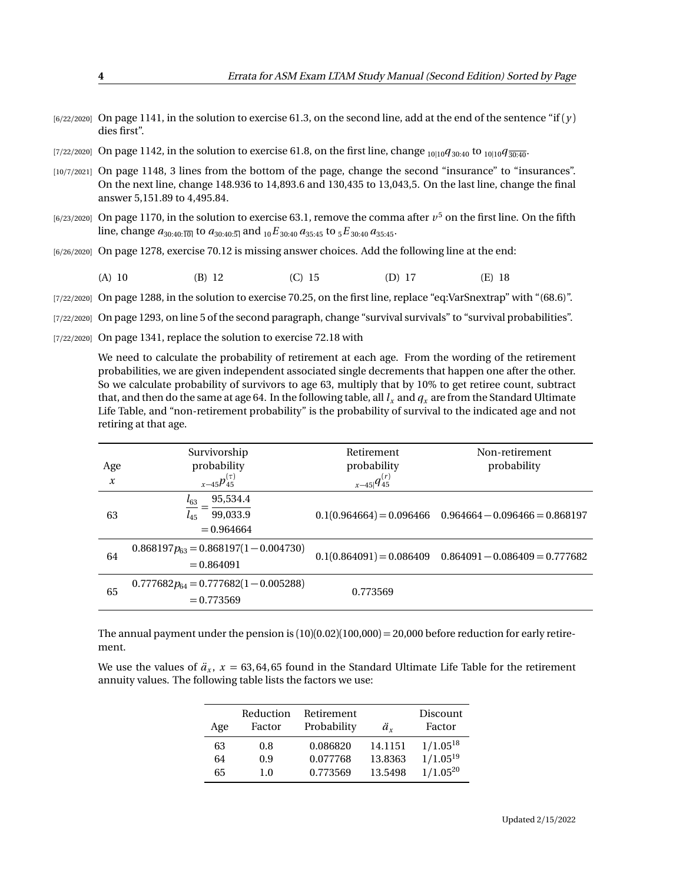[6/22/2020] On page 1141, in the solution to exercise 61.3, on the second line, add at the end of the sentence "if $(y)$ dies first".

[7/22/2020] On page 1142, in the solution to exercise 61.8, on the first line, change ${}_{10|10}q_{30:40}$ to ${}_{10|10}q_{\overline{30:40}}$.

[10/7/2021] On page 1148, 3 lines from the bottom of the page, change the second "insurance" to "insurances". On the next line, change 148.936 to 14,893.6 and 130,435 to 13,043,5. On the last line, change the final answer 5,151.89 to 4,495.84.

[6/23/2020] On page 1170, in the solution to exercise 63.1, remove the comma after $v^5$ on the first line. On the fifth line, change $a_{30:40:\overline{10|}}$ to $a_{30:40:\overline{5|}}$ and ${}_{10}E_{30:40}\,a_{35:45}$ to ${}_{5}E_{30:40}\,a_{35:45}$.

[6/26/2020] On page 1278, exercise 70.12 is missing answer choices. Add the following line at the end:

(A) 10 (B) 12 (C) 15 (D) 17 (E) 18

[7/22/2020] On page 1288, in the solution to exercise 70.25, on the first line, replace "eq:VarSnextrap" with "(68.6)".

[7/22/2020] On page 1293, on line 5 of the second paragraph, change "survival survivals" to "survival probabilities".

[7/22/2020] On page 1341, replace the solution to exercise 72.18 with

We need to calculate the probability of retirement at each age. From the wording of the retirement probabilities, we are given independent associated single decrements that happen one after the other. So we calculate probability of survivors to age 63, multiply that by 10% to get retiree count, subtract that, and then do the same at age 64. In the following table, all $l_x$ and $q_x$ are from the Standard Ultimate Life Table, and "non-retirement probability" is the probability of survival to the indicated age and not retiring at that age.

| Age $x$ | Survivorship probability ${}_{x-45}p_{45}^{(\tau)}$ | Retirement probability ${}_{x-45|}q_{45}^{(r)}$ | Non-retirement probability |
|---|---|---|---|
| 63 | $\dfrac{l_{63}}{l_{45}} = \dfrac{95{,}534.4}{99{,}033.9} = 0.964664$ | $0.1(0.964664) = 0.096466$ | $0.964664 - 0.096466 = 0.868197$ |
| 64 | $0.868197p_{63} = 0.868197(1 - 0.004730) = 0.864091$ | $0.1(0.864091) = 0.086409$ | $0.864091 - 0.086409 = 0.777682$ |
| 65 | $0.777682p_{64} = 0.777682(1 - 0.005288) = 0.773569$ | 0.773569 | |

The annual payment under the pension is $(10)(0.02)(100{,}000) = 20{,}000$ before reduction for early retirement.

We use the values of $\ddot{a}_x$, $x = 63, 64, 65$ found in the Standard Ultimate Life Table for the retirement annuity values. The following table lists the factors we use:

| Age | Reduction Factor | Retirement Probability | $\ddot{a}_x$ | Discount Factor |
|---|---|---|---|---|
| 63 | 0.8 | 0.086820 | 14.1151 | $1/1.05^{18}$ |
| 64 | 0.9 | 0.077768 | 13.8363 | $1/1.05^{19}$ |
| 65 | 1.0 | 0.773569 | 13.5498 | $1/1.05^{20}$ |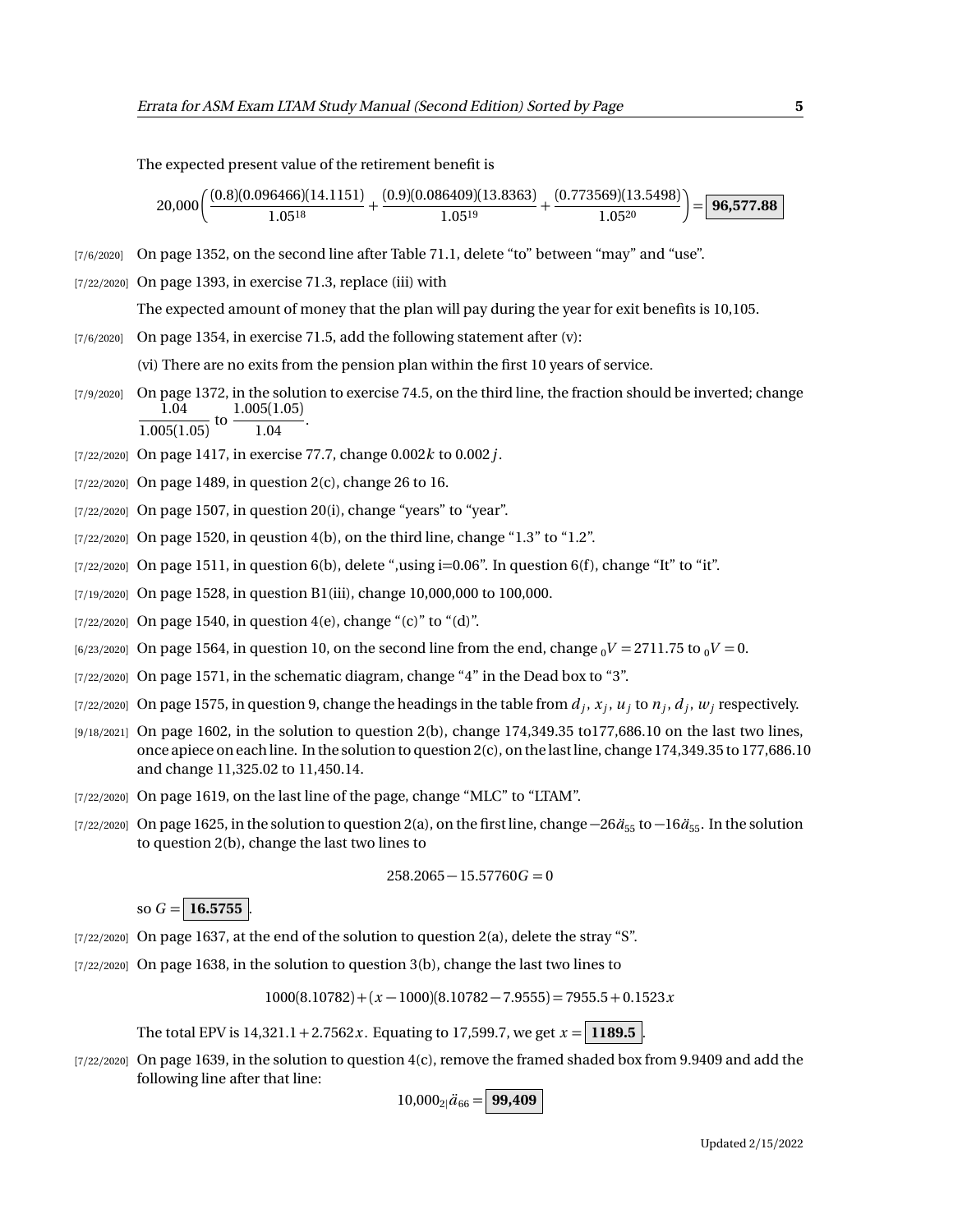The expected present value of the retirement benefit is

$$20{,}000\left(\frac{(0.8)(0.096466)(14.1151)}{1.05^{18}}+\frac{(0.9)(0.086409)(13.8363)}{1.05^{19}}+\frac{(0.773569)(13.5498)}{1.05^{20}}\right)=\boxed{\mathbf{96{,}577.88}}$$

[7/6/2020] On page 1352, on the second line after Table 71.1, delete "to" between "may" and "use".

[7/22/2020] On page 1393, in exercise 71.3, replace (iii) with

The expected amount of money that the plan will pay during the year for exit benefits is 10,105.

[7/6/2020] On page 1354, in exercise 71.5, add the following statement after (v):

(vi) There are no exits from the pension plan within the first 10 years of service.

[7/9/2020] On page 1372, in the solution to exercise 74.5, on the third line, the fraction should be inverted; change $\frac{1.04}{1.005(1.05)}$ to $\frac{1.005(1.05)}{1.04}$.

[7/22/2020] On page 1417, in exercise 77.7, change $0.002k$ to $0.002j$.

[7/22/2020] On page 1489, in question 2(c), change 26 to 16.

[7/22/2020] On page 1507, in question 20(i), change "years" to "year".

[7/22/2020] On page 1520, in qeustion 4(b), on the third line, change "1.3" to "1.2".

[7/22/2020] On page 1511, in question 6(b), delete ",using i=0.06". In question 6(f), change "It" to "it".

[7/19/2020] On page 1528, in question B1(iii), change 10,000,000 to 100,000.

[7/22/2020] On page 1540, in question 4(e), change "(c)" to "(d)".

[6/23/2020] On page 1564, in question 10, on the second line from the end, change ${}_0V = 2711.75$ to ${}_0V = 0$.

[7/22/2020] On page 1571, in the schematic diagram, change "4" in the Dead box to "3".

[7/22/2020] On page 1575, in question 9, change the headings in the table from $d_j$, $x_j$, $u_j$ to $n_j$, $d_j$, $w_j$ respectively.

[9/18/2021] On page 1602, in the solution to question 2(b), change 174,349.35 to177,686.10 on the last two lines, once apiece on each line. In the solution to question 2(c), on the last line, change 174,349.35 to 177,686.10 and change 11,325.02 to 11,450.14.

[7/22/2020] On page 1619, on the last line of the page, change "MLC" to "LTAM".

[7/22/2020] On page 1625, in the solution to question 2(a), on the first line, change $-26\ddot{a}_{55}$ to $-16\ddot{a}_{55}$. In the solution to question 2(b), change the last two lines to

$$258.2065 - 15.57760G = 0$$

so $G = \boxed{\mathbf{16.5755}}$.

[7/22/2020] On page 1637, at the end of the solution to question 2(a), delete the stray "S".

[7/22/2020] On page 1638, in the solution to question 3(b), change the last two lines to

$$1000(8.10782) + (x - 1000)(8.10782 - 7.9555) = 7955.5 + 0.1523x$$

The total EPV is $14{,}321.1 + 2.7562x$. Equating to 17,599.7, we get $x = \boxed{\mathbf{1189.5}}$.

[7/22/2020] On page 1639, in the solution to question 4(c), remove the framed shaded box from 9.9409 and add the following line after that line:

$$10{,}000\,{}_{2|}\ddot{a}_{66} = \boxed{\mathbf{99{,}409}}$$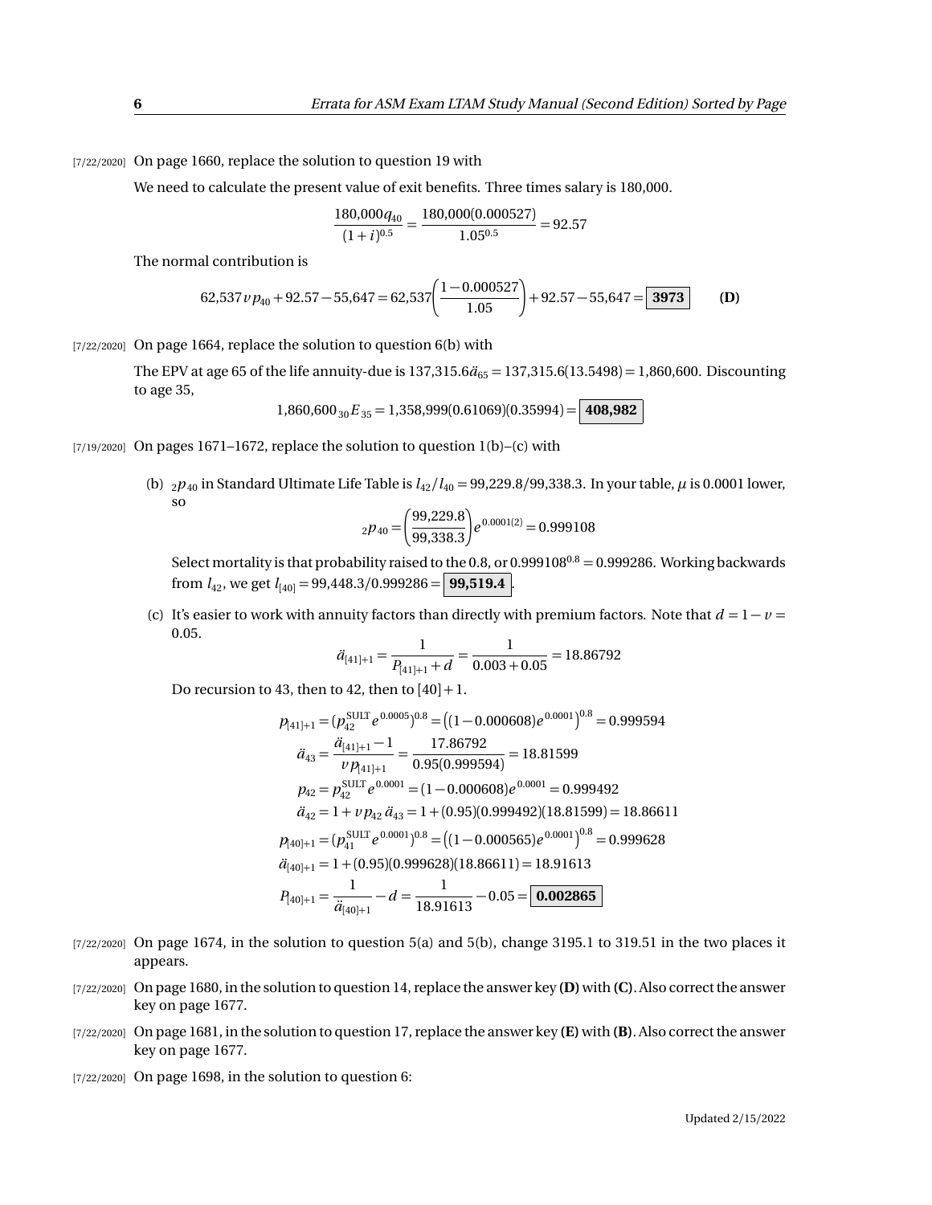[7/22/2020] On page 1660, replace the solution to question 19 with

We need to calculate the present value of exit benefits. Three times salary is 180,000.

$$\frac{180{,}000 q_{40}}{(1+i)^{0.5}} = \frac{180{,}000(0.000527)}{1.05^{0.5}} = 92.57$$

The normal contribution is

$$62{,}537\, v\, p_{40} + 92.57 - 55{,}647 = 62{,}537\left(\frac{1-0.000527}{1.05}\right) + 92.57 - 55{,}647 = \boxed{\mathbf{3973}} \qquad \textbf{(D)}$$

[7/22/2020] On page 1664, replace the solution to question 6(b) with

The EPV at age 65 of the life annuity-due is $137{,}315.6\ddot{a}_{65} = 137{,}315.6(13.5498) = 1{,}860{,}600$. Discounting to age 35,

$$1{,}860{,}600\,{}_{30}E_{35} = 1{,}358{,}999(0.61069)(0.35994) = \boxed{\mathbf{408{,}982}}$$

[7/19/2020] On pages 1671–1672, replace the solution to question 1(b)–(c) with

(b) ${}_2p_{40}$ in Standard Ultimate Life Table is $l_{42}/l_{40} = 99{,}229.8/99{,}338.3$. In your table, $\mu$ is 0.0001 lower, so

$${}_2p_{40} = \left(\frac{99{,}229.8}{99{,}338.3}\right)e^{0.0001(2)} = 0.999108$$

Select mortality is that probability raised to the 0.8, or $0.999108^{0.8} = 0.999286$. Working backwards from $l_{42}$, we get $l_{[40]} = 99{,}448.3/0.999286 = \boxed{\mathbf{99{,}519.4}}$.

(c) It's easier to work with annuity factors than directly with premium factors. Note that $d = 1 - v = 0.05$.

$$\ddot{a}_{[41]+1} = \frac{1}{P_{[41]+1} + d} = \frac{1}{0.003 + 0.05} = 18.86792$$

Do recursion to 43, then to 42, then to $[40]+1$.

$$\begin{aligned}
p_{[41]+1} &= (p_{42}^{\text{SULT}} e^{0.0005})^{0.8} = \left((1-0.000608)e^{0.0001}\right)^{0.8} = 0.999594\\
\ddot{a}_{43} &= \frac{\ddot{a}_{[41]+1} - 1}{v\,p_{[41]+1}} = \frac{17.86792}{0.95(0.999594)} = 18.81599\\
p_{42} &= p_{42}^{\text{SULT}} e^{0.0001} = (1-0.000608)e^{0.0001} = 0.999492\\
\ddot{a}_{42} &= 1 + v\,p_{42}\,\ddot{a}_{43} = 1 + (0.95)(0.999492)(18.81599) = 18.86611\\
p_{[40]+1} &= (p_{41}^{\text{SULT}} e^{0.0001})^{0.8} = \left((1-0.000565)e^{0.0001}\right)^{0.8} = 0.999628\\
\ddot{a}_{[40]+1} &= 1 + (0.95)(0.999628)(18.86611) = 18.91613\\
P_{[40]+1} &= \frac{1}{\ddot{a}_{[40]+1}} - d = \frac{1}{18.91613} - 0.05 = \boxed{\mathbf{0.002865}}
\end{aligned}$$

[7/22/2020] On page 1674, in the solution to question 5(a) and 5(b), change 3195.1 to 319.51 in the two places it appears.

[7/22/2020] On page 1680, in the solution to question 14, replace the answer key **(D)** with **(C)**. Also correct the answer key on page 1677.

[7/22/2020] On page 1681, in the solution to question 17, replace the answer key **(E)** with **(B)**. Also correct the answer key on page 1677.

[7/22/2020] On page 1698, in the solution to question 6: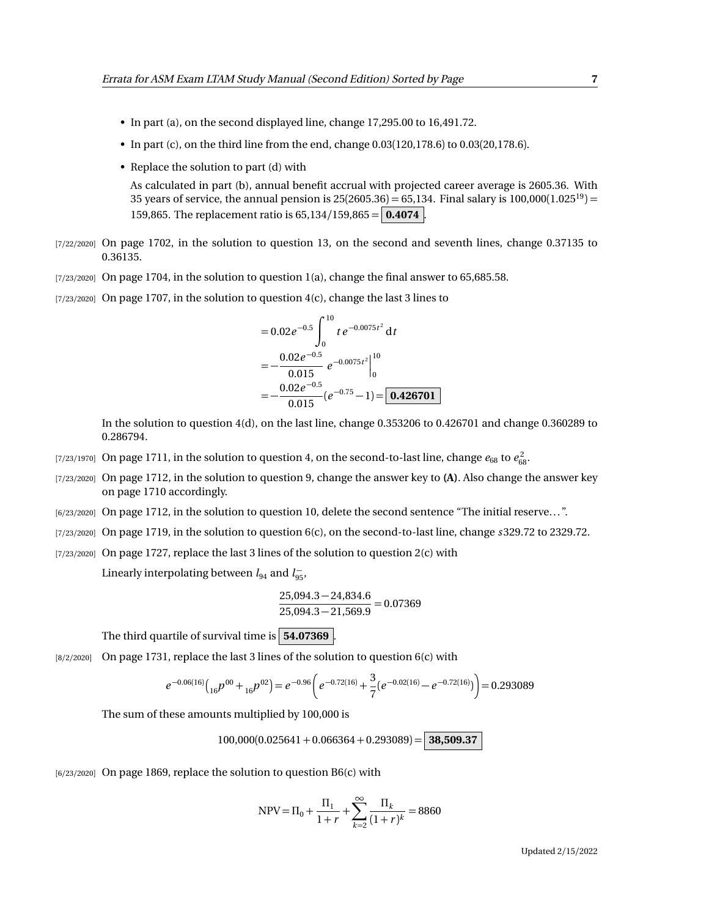- In part (a), on the second displayed line, change 17,295.00 to 16,491.72.
- In part (c), on the third line from the end, change 0.03(120,178.6) to 0.03(20,178.6).
- Replace the solution to part (d) with

  As calculated in part (b), annual benefit accrual with projected career average is 2605.36. With 35 years of service, the annual pension is $25(2605.36) = 65{,}134$. Final salary is $100{,}000(1.025^{19}) = 159{,}865$. The replacement ratio is $65{,}134/159{,}865 = \boxed{\mathbf{0.4074}}$.

[7/22/2020] On page 1702, in the solution to question 13, on the second and seventh lines, change 0.37135 to 0.36135.

[7/23/2020] On page 1704, in the solution to question 1(a), change the final answer to 65,685.58.

[7/23/2020] On page 1707, in the solution to question 4(c), change the last 3 lines to

$$
\begin{aligned}
&= 0.02e^{-0.5}\int_0^{10} t\,e^{-0.0075t^2}\,\mathrm{d}t \\
&= -\frac{0.02e^{-0.5}}{0.015}\,e^{-0.0075t^2}\Big|_0^{10} \\
&= -\frac{0.02e^{-0.5}}{0.015}(e^{-0.75}-1) = \boxed{\mathbf{0.426701}}
\end{aligned}
$$

In the solution to question 4(d), on the last line, change 0.353206 to 0.426701 and change 0.360289 to 0.286794.

[7/23/1970] On page 1711, in the solution to question 4, on the second-to-last line, change $e_{68}$ to $e_{68}^2$.

[7/23/2020] On page 1712, in the solution to question 9, change the answer key to **(A)**. Also change the answer key on page 1710 accordingly.

[6/23/2020] On page 1712, in the solution to question 10, delete the second sentence "The initial reserve…".

[7/23/2020] On page 1719, in the solution to question 6(c), on the second-to-last line, change $s$329.72 to 2329.72.

[7/23/2020] On page 1727, replace the last 3 lines of the solution to question 2(c) with

Linearly interpolating between $l_{94}$ and $l_{95}^-$,

$$
\frac{25{,}094.3 - 24{,}834.6}{25{,}094.3 - 21{,}569.9} = 0.07369
$$

The third quartile of survival time is $\boxed{\mathbf{54.07369}}$.

[8/2/2020] On page 1731, replace the last 3 lines of the solution to question 6(c) with

$$
e^{-0.06(16)}\big({}_{16}p^{00} + {}_{16}p^{02}\big) = e^{-0.96}\left(e^{-0.72(16)} + \frac{3}{7}(e^{-0.02(16)} - e^{-0.72(16)})\right) = 0.293089
$$

The sum of these amounts multiplied by 100,000 is

$$
100{,}000(0.025641 + 0.066364 + 0.293089) = \boxed{\mathbf{38{,}509.37}}
$$

[6/23/2020] On page 1869, replace the solution to question B6(c) with

$$
\mathrm{NPV} = \Pi_0 + \frac{\Pi_1}{1+r} + \sum_{k=2}^{\infty}\frac{\Pi_k}{(1+r)^k} = 8860
$$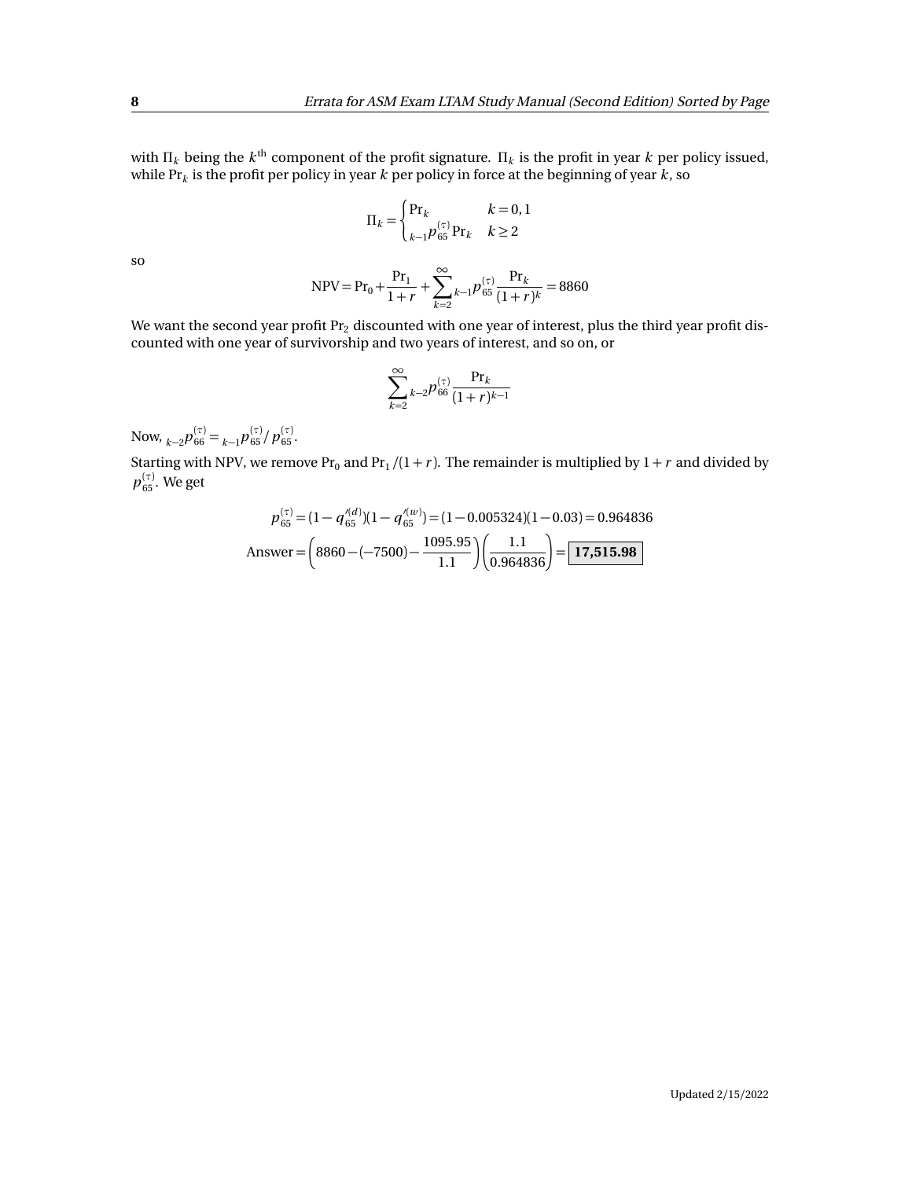with $\Pi_k$ being the $k^{\text{th}}$ component of the profit signature. $\Pi_k$ is the profit in year $k$ per policy issued, while $\text{Pr}_k$ is the profit per policy in year $k$ per policy in force at the beginning of year $k$, so

$$\Pi_k = \begin{cases} \text{Pr}_k & k = 0, 1 \\ {}_{k-1}p_{65}^{(\tau)} \text{Pr}_k & k \geq 2 \end{cases}$$

so

$$\text{NPV} = \text{Pr}_0 + \frac{\text{Pr}_1}{1+r} + \sum_{k=2}^{\infty} {}_{k-1}p_{65}^{(\tau)} \frac{\text{Pr}_k}{(1+r)^k} = 8860$$

We want the second year profit $\text{Pr}_2$ discounted with one year of interest, plus the third year profit discounted with one year of survivorship and two years of interest, and so on, or

$$\sum_{k=2}^{\infty} {}_{k-2}p_{66}^{(\tau)} \frac{\text{Pr}_k}{(1+r)^{k-1}}$$

Now, ${}_{k-2}p_{66}^{(\tau)} = {}_{k-1}p_{65}^{(\tau)} / p_{65}^{(\tau)}$.

Starting with NPV, we remove $\text{Pr}_0$ and $\text{Pr}_1/(1+r)$. The remainder is multiplied by $1+r$ and divided by $p_{65}^{(\tau)}$. We get

$$p_{65}^{(\tau)} = (1 - q_{65}^{\prime(d)})(1 - q_{65}^{\prime(w)}) = (1 - 0.005324)(1 - 0.03) = 0.964836$$

$$\text{Answer} = \left(8860 - (-7500) - \frac{1095.95}{1.1}\right)\left(\frac{1.1}{0.964836}\right) = \boxed{\textbf{17,515.98}}$$